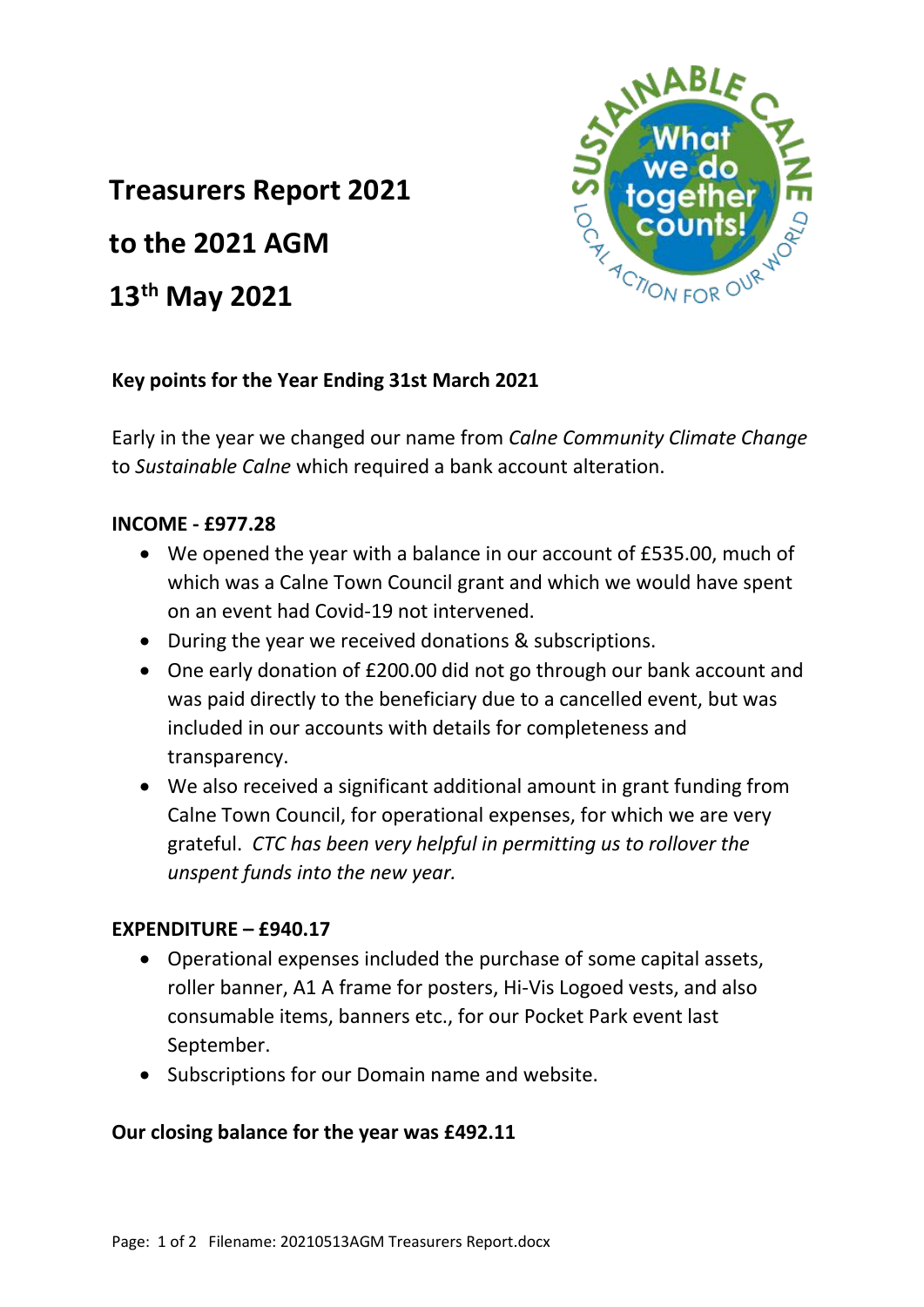# Treasurers Report 2021

# to the 2021 AGM

# 13th May 2021

**Key points for the Year Ending 31st March 2021**

Early in the year we changed our name from *Calne Community Climate Change* to *Sustainable Calne* which required a bank account alteration.

**INCOME - £977.28**

- We opened the year with a balance in our account of £535.00, much of which was a Calne Town Council grant and which we would have spent on an event had Covid-19 not intervened.
- During the year we received donations & subscriptions.
- One early donation of £200.00 did not go through our bank account and was paid directly to the beneficiary due to a cancelled event, but was included in our accounts with details for completeness and transparency.
- We also received a significant additional amount in grant funding from Calne Town Council, for operational expenses, for which we are very grateful. *CTC has been very helpful in permitting us to rollover the unspent funds into the new year.*

**EXPENDITURE – £940.17**

- Operational expenses included the purchase of some capital assets, roller banner, A1 A frame for posters, Hi-Vis Logoed vests, and also consumable items, banners etc., for our Pocket Park event last September.
- Subscriptions for our Domain name and website.

**Our closing balance for the year was £492.11**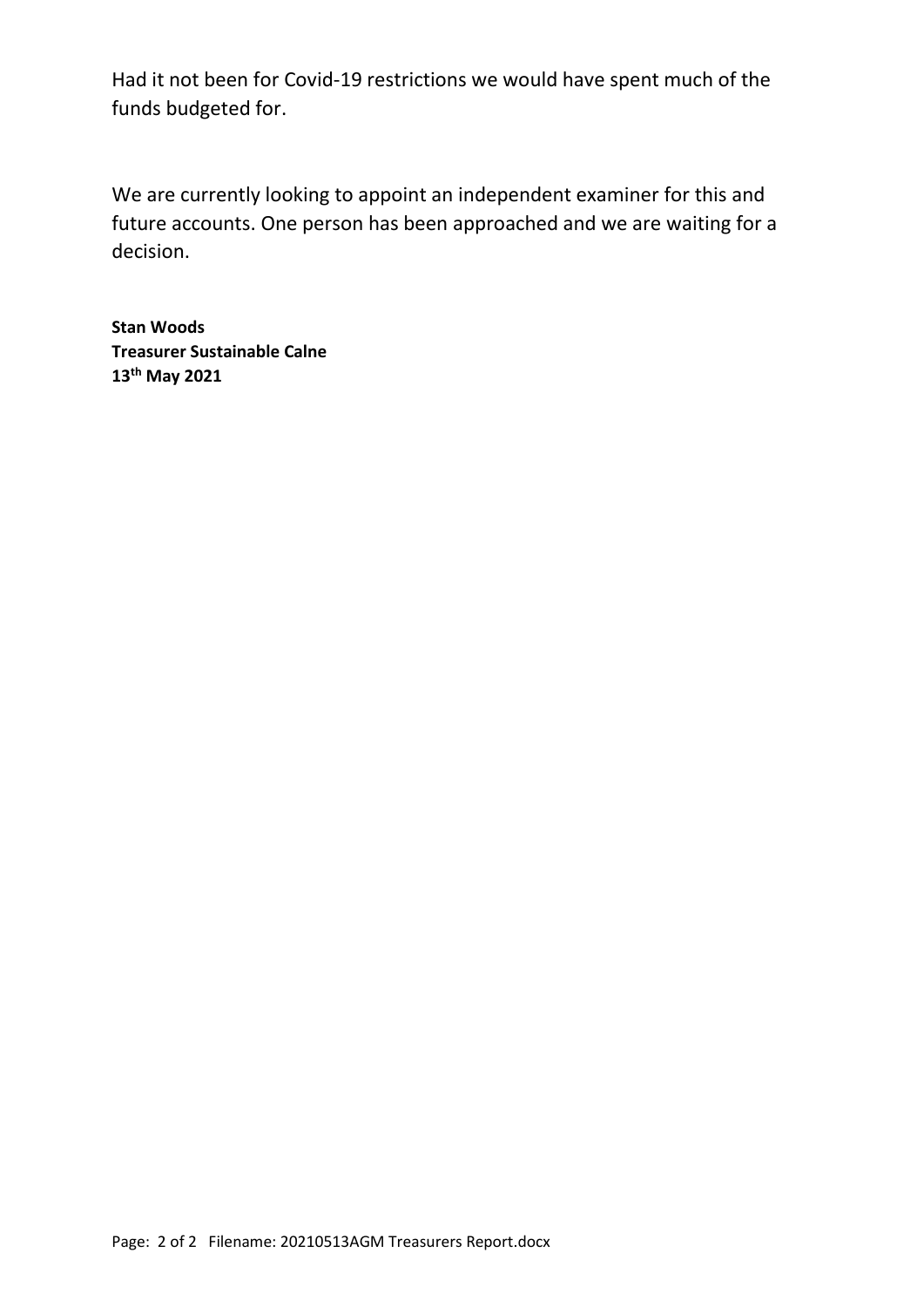Had it not been for Covid-19 restrictions we would have spent much of the funds budgeted for.

We are currently looking to appoint an independent examiner for this and future accounts. One person has been approached and we are waiting for a decision.

**Stan Woods**
**Treasurer Sustainable Calne**
**13th May 2021**